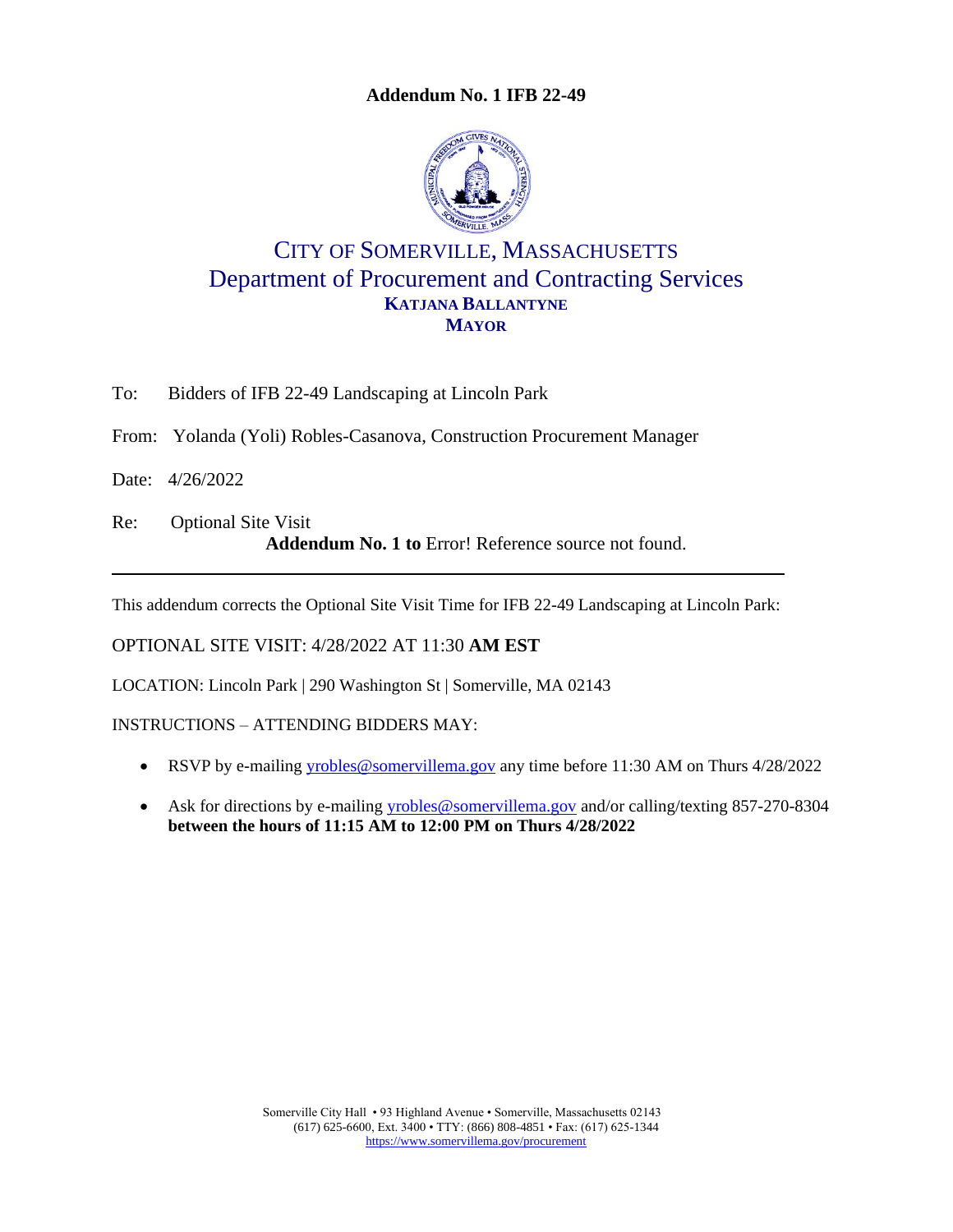# Addendum No. 1 IFB 22-49

## CITY OF SOMERVILLE, MASSACHUSETTS
## Department of Procurement and Contracting Services
**KATJANA BALLANTYNE**
**MAYOR**

To: Bidders of IFB 22-49 Landscaping at Lincoln Park

From: Yolanda (Yoli) Robles-Casanova, Construction Procurement Manager

Date: 4/26/2022

Re: Optional Site Visit
**Addendum No. 1 to** Error! Reference source not found.

---

This addendum corrects the Optional Site Visit Time for IFB 22-49 Landscaping at Lincoln Park:

OPTIONAL SITE VISIT: 4/28/2022 AT 11:30 **AM EST**

LOCATION: Lincoln Park | 290 Washington St | Somerville, MA 02143

INSTRUCTIONS – ATTENDING BIDDERS MAY:

- RSVP by e-mailing yrobles@somervillema.gov any time before 11:30 AM on Thurs 4/28/2022
- Ask for directions by e-mailing yrobles@somervillema.gov and/or calling/texting 857-270-8304 **between the hours of 11:15 AM to 12:00 PM on Thurs 4/28/2022**

Somerville City Hall • 93 Highland Avenue • Somerville, Massachusetts 02143
(617) 625-6600, Ext. 3400 • TTY: (866) 808-4851 • Fax: (617) 625-1344
https://www.somervillema.gov/procurement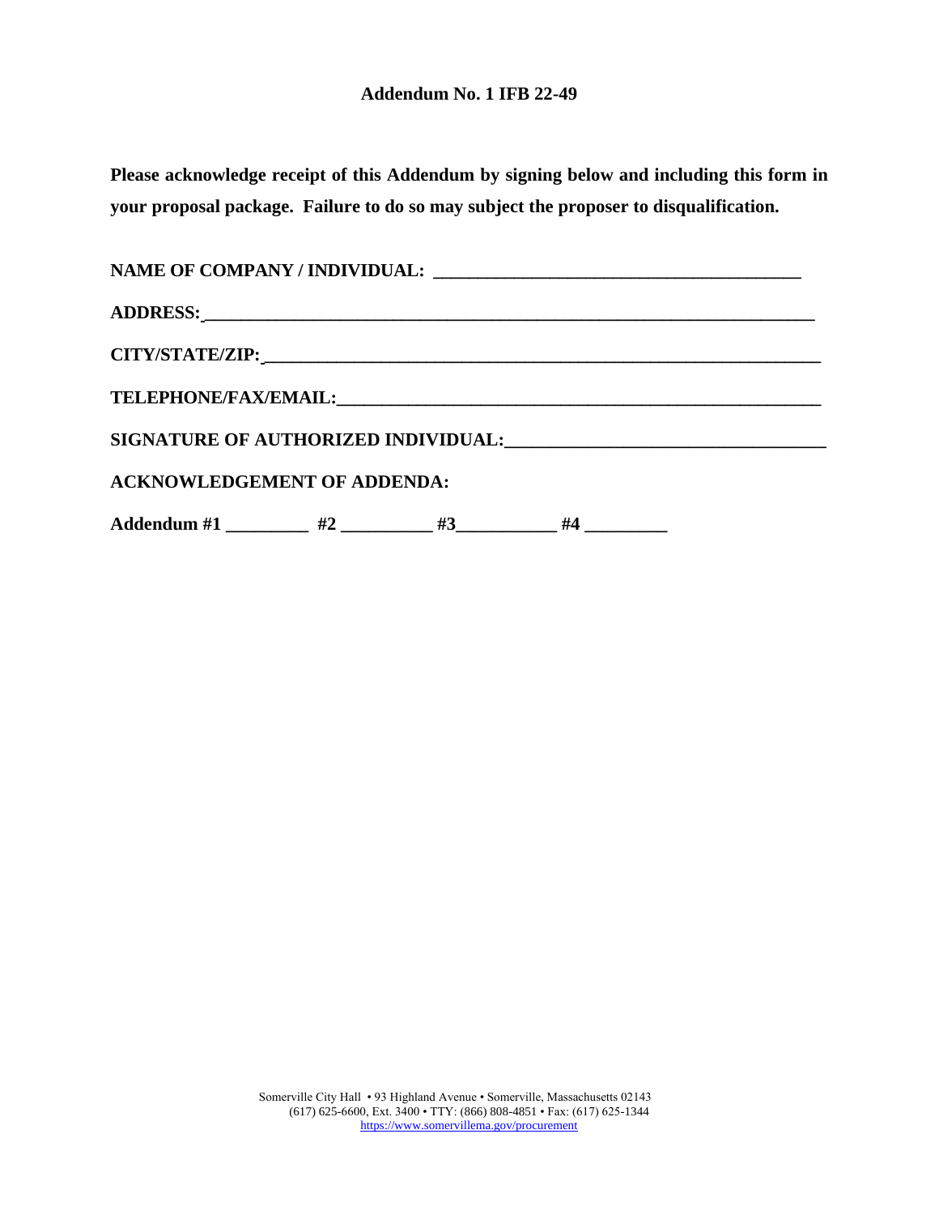**Addendum No. 1 IFB 22-49**

**Please acknowledge receipt of this Addendum by signing below and including this form in your proposal package. Failure to do so may subject the proposer to disqualification.**

**NAME OF COMPANY / INDIVIDUAL: ________________________________________**

**ADDRESS: ________________________________________________________________**

**CITY/STATE/ZIP: __________________________________________________________**

**TELEPHONE/FAX/EMAIL: ____________________________________________________**

**SIGNATURE OF AUTHORIZED INDIVIDUAL: _____________________________________**

**ACKNOWLEDGEMENT OF ADDENDA:**

**Addendum #1 _________ #2 __________ #3 ___________ #4 _________**

Somerville City Hall • 93 Highland Avenue • Somerville, Massachusetts 02143
(617) 625-6600, Ext. 3400 • TTY: (866) 808-4851 • Fax: (617) 625-1344
https://www.somervillema.gov/procurement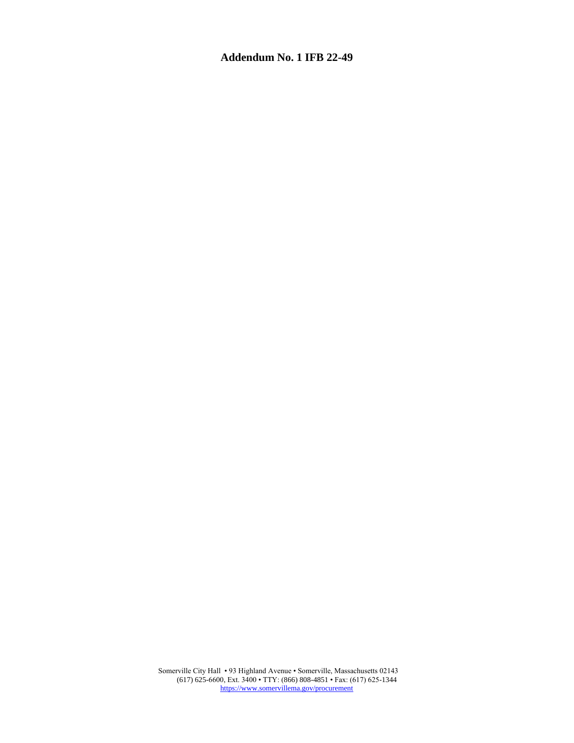**Addendum No. 1 IFB 22-49**

Somerville City Hall • 93 Highland Avenue • Somerville, Massachusetts 02143
(617) 625-6600, Ext. 3400 • TTY: (866) 808-4851 • Fax: (617) 625-1344
https://www.somervillema.gov/procurement